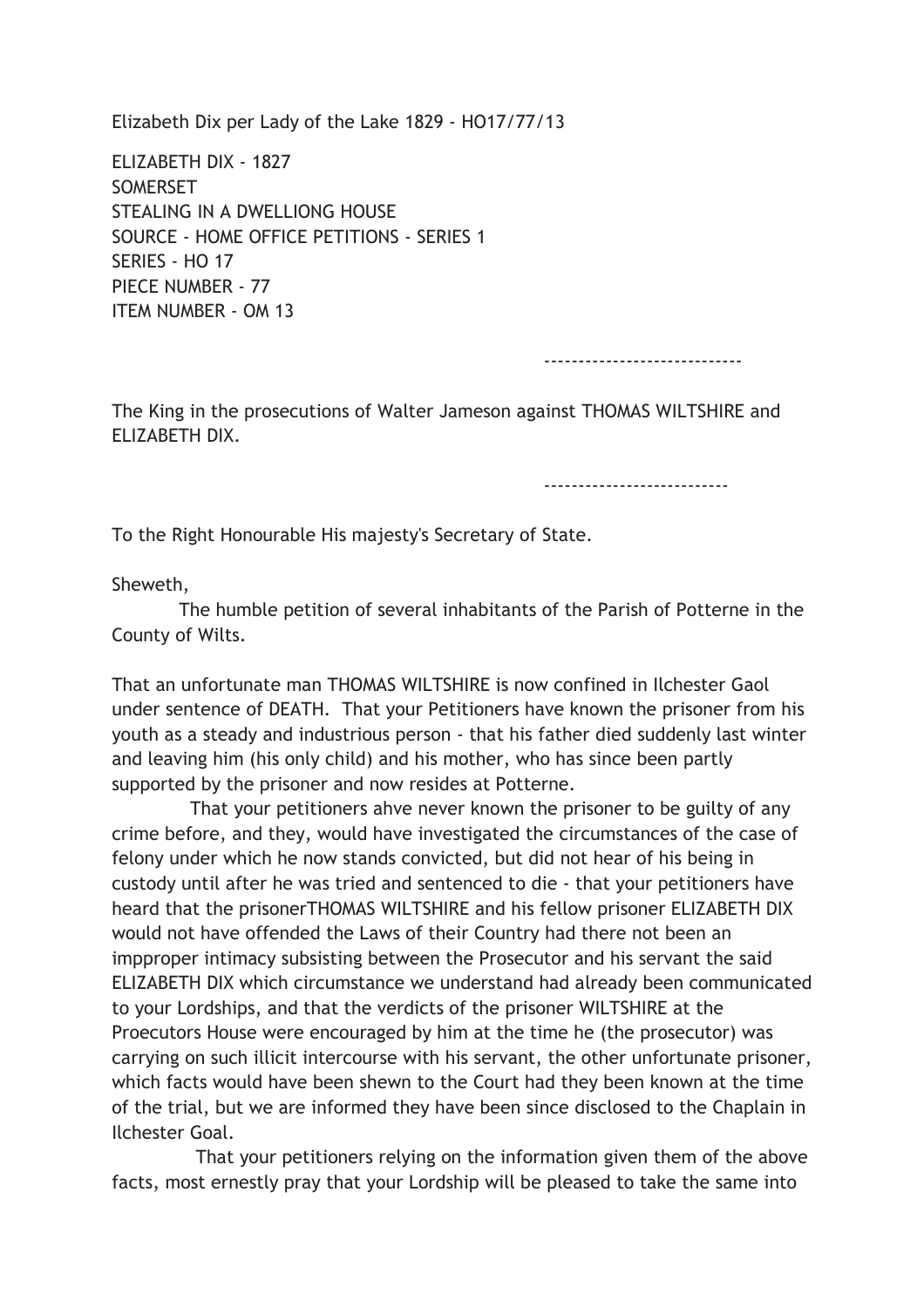Elizabeth Dix per Lady of the Lake 1829 - HO17/77/13

ELIZABETH DIX - 1827
SOMERSET
STEALING IN A DWELLIONG HOUSE
SOURCE - HOME OFFICE PETITIONS - SERIES 1
SERIES - HO 17
PIECE NUMBER - 77
ITEM NUMBER - OM 13

-----------------------------

The King in the prosecutions of Walter Jameson against THOMAS WILTSHIRE and ELIZABETH DIX.

---------------------------

To the Right Honourable His majesty's Secretary of State.

Sheweth,

The humble petition of several inhabitants of the Parish of Potterne in the County of Wilts.

That an unfortunate man THOMAS WILTSHIRE is now confined in Ilchester Gaol under sentence of DEATH. That your Petitioners have known the prisoner from his youth as a steady and industrious person - that his father died suddenly last winter and leaving him (his only child) and his mother, who has since been partly supported by the prisoner and now resides at Potterne.

That your petitioners ahve never known the prisoner to be guilty of any crime before, and they, would have investigated the circumstances of the case of felony under which he now stands convicted, but did not hear of his being in custody until after he was tried and sentenced to die - that your petitioners have heard that the prisonerTHOMAS WILTSHIRE and his fellow prisoner ELIZABETH DIX would not have offended the Laws of their Country had there not been an impproper intimacy subsisting between the Prosecutor and his servant the said ELIZABETH DIX which circumstance we understand had already been communicated to your Lordships, and that the verdicts of the prisoner WILTSHIRE at the Proecutors House were encouraged by him at the time he (the prosecutor) was carrying on such illicit intercourse with his servant, the other unfortunate prisoner, which facts would have been shewn to the Court had they been known at the time of the trial, but we are informed they have been since disclosed to the Chaplain in Ilchester Goal.

That your petitioners relying on the information given them of the above facts, most ernestly pray that your Lordship will be pleased to take the same into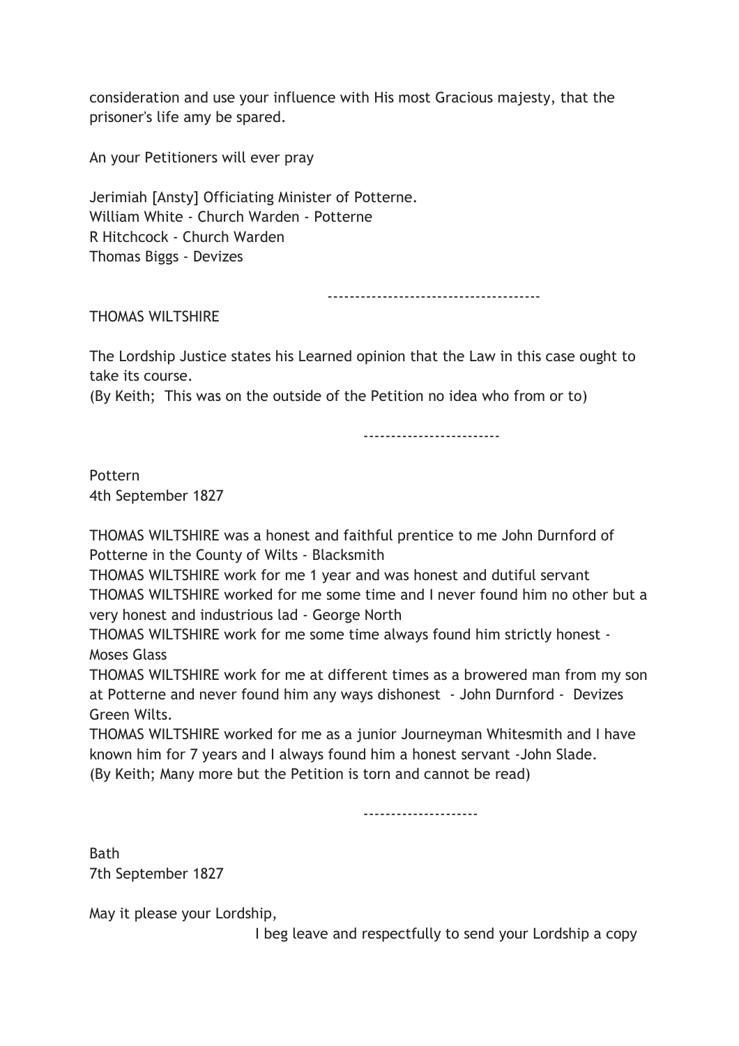consideration and use your influence with His most Gracious majesty, that the prisoner's life amy be spared.

An your Petitioners will ever pray

Jerimiah [Ansty] Officiating Minister of Potterne.
William White - Church Warden - Potterne
R Hitchcock - Church Warden
Thomas Biggs - Devizes

--------------------------------------

THOMAS WILTSHIRE

The Lordship Justice states his Learned opinion that the Law in this case ought to take its course.
(By Keith; This was on the outside of the Petition no idea who from or to)

-------------------------

Pottern
4th September 1827

THOMAS WILTSHIRE was a honest and faithful prentice to me John Durnford of Potterne in the County of Wilts - Blacksmith
THOMAS WILTSHIRE work for me 1 year and was honest and dutiful servant
THOMAS WILTSHIRE worked for me some time and I never found him no other but a very honest and industrious lad - George North
THOMAS WILTSHIRE work for me some time always found him strictly honest - Moses Glass
THOMAS WILTSHIRE work for me at different times as a browered man from my son at Potterne and never found him any ways dishonest - John Durnford - Devizes Green Wilts.
THOMAS WILTSHIRE worked for me as a junior Journeyman Whitesmith and I have known him for 7 years and I always found him a honest servant -John Slade.
(By Keith; Many more but the Petition is torn and cannot be read)

---------------------

Bath
7th September 1827

May it please your Lordship,

I beg leave and respectfully to send your Lordship a copy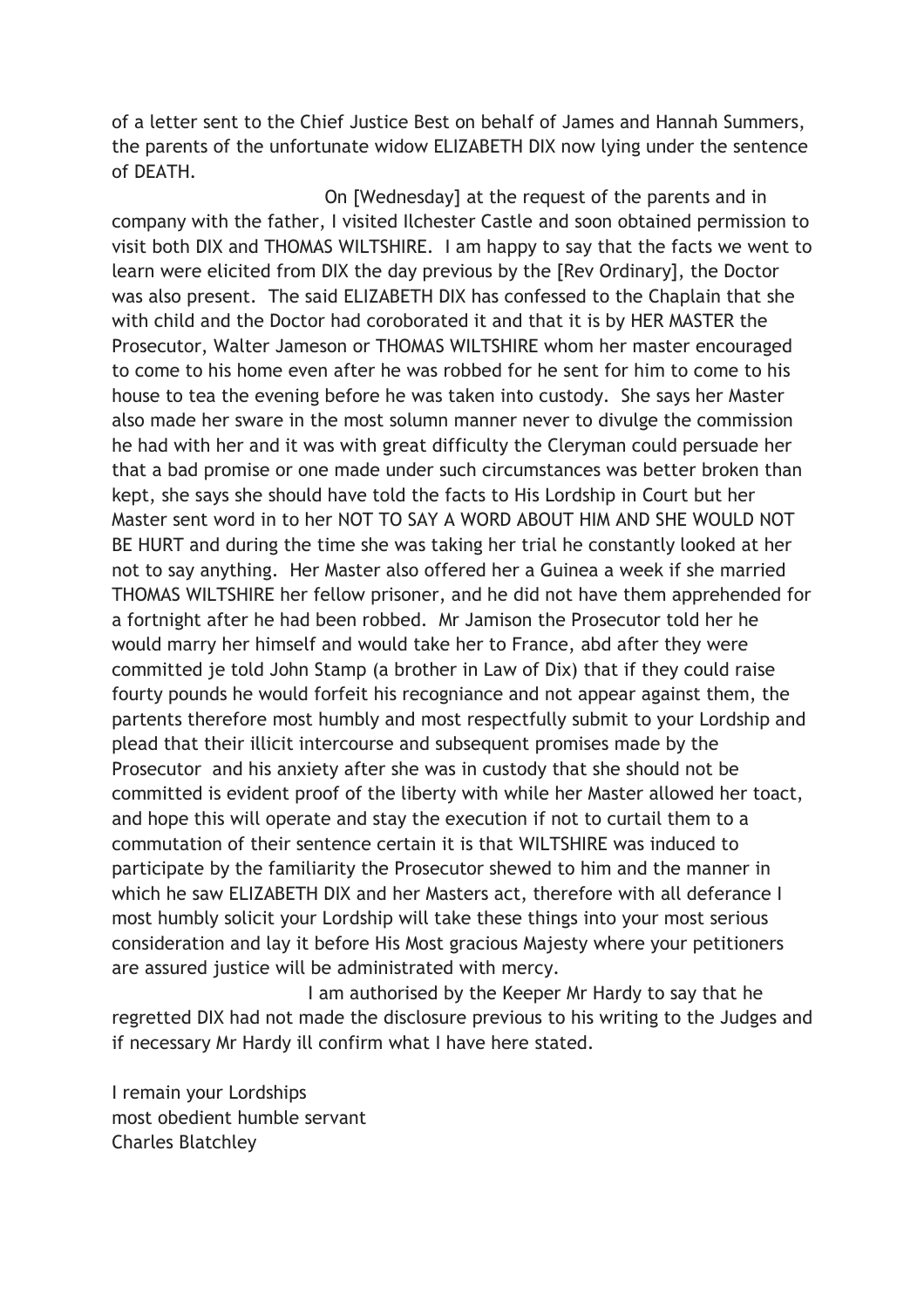of a letter sent to the Chief Justice Best on behalf of James and Hannah Summers, the parents of the unfortunate widow ELIZABETH DIX now lying under the sentence of DEATH.

On [Wednesday] at the request of the parents and in company with the father, I visited Ilchester Castle and soon obtained permission to visit both DIX and THOMAS WILTSHIRE. I am happy to say that the facts we went to learn were elicited from DIX the day previous by the [Rev Ordinary], the Doctor was also present. The said ELIZABETH DIX has confessed to the Chaplain that she with child and the Doctor had coroborated it and that it is by HER MASTER the Prosecutor, Walter Jameson or THOMAS WILTSHIRE whom her master encouraged to come to his home even after he was robbed for he sent for him to come to his house to tea the evening before he was taken into custody. She says her Master also made her sware in the most solumn manner never to divulge the commission he had with her and it was with great difficulty the Cleryman could persuade her that a bad promise or one made under such circumstances was better broken than kept, she says she should have told the facts to His Lordship in Court but her Master sent word in to her NOT TO SAY A WORD ABOUT HIM AND SHE WOULD NOT BE HURT and during the time she was taking her trial he constantly looked at her not to say anything. Her Master also offered her a Guinea a week if she married THOMAS WILTSHIRE her fellow prisoner, and he did not have them apprehended for a fortnight after he had been robbed. Mr Jamison the Prosecutor told her he would marry her himself and would take her to France, abd after they were committed je told John Stamp (a brother in Law of Dix) that if they could raise fourty pounds he would forfeit his recogniance and not appear against them, the partents therefore most humbly and most respectfully submit to your Lordship and plead that their illicit intercourse and subsequent promises made by the Prosecutor and his anxiety after she was in custody that she should not be committed is evident proof of the liberty with while her Master allowed her toact, and hope this will operate and stay the execution if not to curtail them to a commutation of their sentence certain it is that WILTSHIRE was induced to participate by the familiarity the Prosecutor shewed to him and the manner in which he saw ELIZABETH DIX and her Masters act, therefore with all deferance I most humbly solicit your Lordship will take these things into your most serious consideration and lay it before His Most gracious Majesty where your petitioners are assured justice will be administrated with mercy.

I am authorised by the Keeper Mr Hardy to say that he regretted DIX had not made the disclosure previous to his writing to the Judges and if necessary Mr Hardy ill confirm what I have here stated.

I remain your Lordships
most obedient humble servant
Charles Blatchley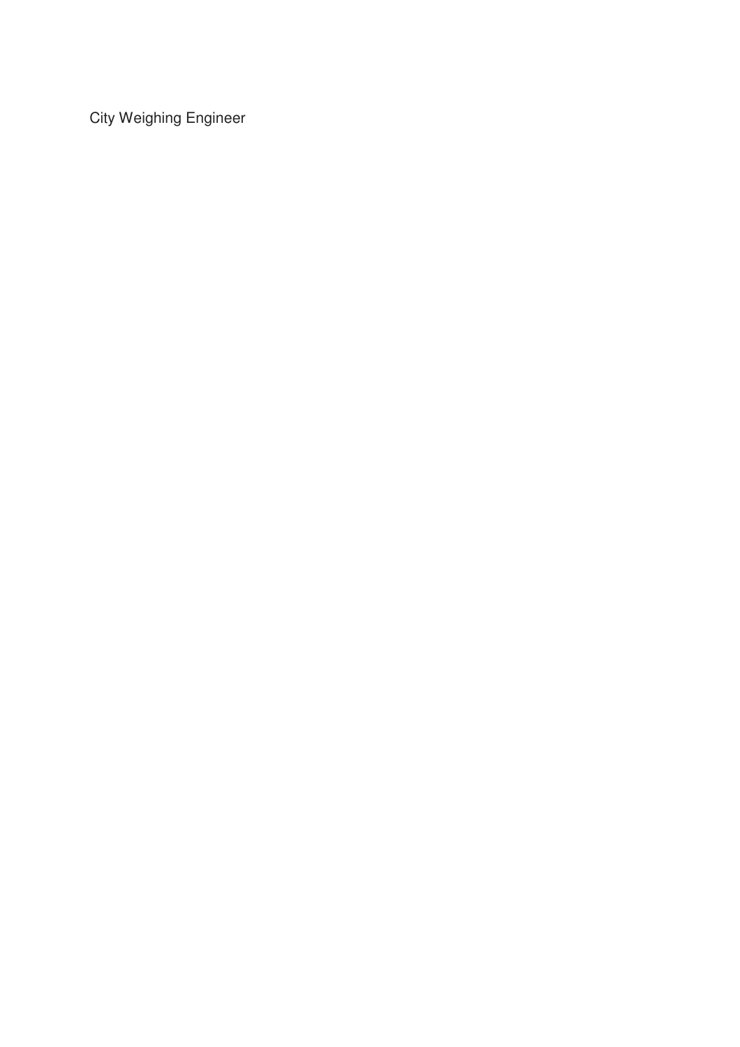City Weighing Engineer